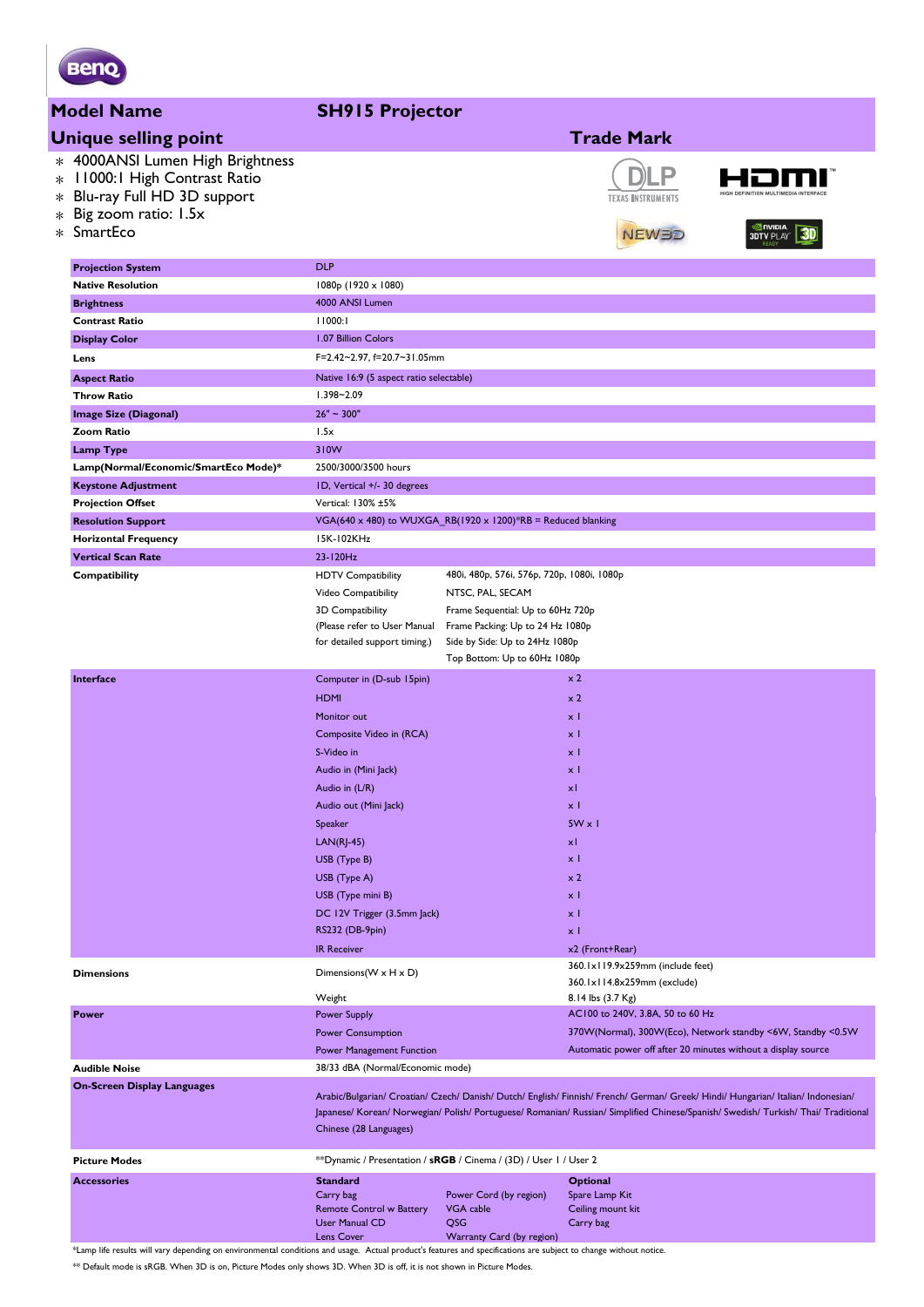## Model Name: SH915 Projector

## Unique selling point

- 4000ANSI Lumen High Brightness
- 11000:1 High Contrast Ratio
- Blu-ray Full HD 3D support
- Big zoom ratio: 1.5x
- SmartEco

## Trade Mark

| | | |
|---|---|---|
| **Projection System** | DLP | |
| **Native Resolution** | 1080p (1920 x 1080) | |
| **Brightness** | 4000 ANSI Lumen | |
| **Contrast Ratio** | 11000:1 | |
| **Display Color** | 1.07 Billion Colors | |
| **Lens** | F=2.42~2.97, f=20.7~31.05mm | |
| **Aspect Ratio** | Native 16:9 (5 aspect ratio selectable) | |
| **Throw Ratio** | 1.398~2.09 | |
| **Image Size (Diagonal)** | 26" ~ 300" | |
| **Zoom Ratio** | 1.5x | |
| **Lamp Type** | 310W | |
| **Lamp(Normal/Economic/SmartEco Mode)*** | 2500/3000/3500 hours | |
| **Keystone Adjustment** | 1D, Vertical +/- 30 degrees | |
| **Projection Offset** | Vertical: 130% ±5% | |
| **Resolution Support** | VGA(640 x 480) to WUXGA_RB(1920 x 1200)*RB = Reduced blanking | |
| **Horizontal Frequency** | 15K-102KHz | |
| **Vertical Scan Rate** | 23-120Hz | |
| **Compatibility** | HDTV Compatibility | 480i, 480p, 576i, 576p, 720p, 1080i, 1080p |
| | Video Compatibility | NTSC, PAL, SECAM |
| | 3D Compatibility (Please refer to User Manual for detailed support timing.) | Frame Sequential: Up to 60Hz 720p<br>Frame Packing: Up to 24 Hz 1080p<br>Side by Side: Up to 24Hz 1080p<br>Top Bottom: Up to 60Hz 1080p |
| **Interface** | Computer in (D-sub 15pin) | x 2 |
| | HDMI | x 2 |
| | Monitor out | x 1 |
| | Composite Video in (RCA) | x 1 |
| | S-Video in | x 1 |
| | Audio in (Mini Jack) | x 1 |
| | Audio in (L/R) | x1 |
| | Audio out (Mini Jack) | x 1 |
| | Speaker | 5W x 1 |
| | LAN(RJ-45) | x1 |
| | USB (Type B) | x 1 |
| | USB (Type A) | x 2 |
| | USB (Type mini B) | x 1 |
| | DC 12V Trigger (3.5mm Jack) | x 1 |
| | RS232 (DB-9pin) | x 1 |
| | IR Receiver | x2 (Front+Rear) |
| **Dimensions** | Dimensions(W x H x D) | 360.1x119.9x259mm (include feet)<br>360.1x114.8x259mm (exclude) |
| | Weight | 8.14 lbs (3.7 Kg) |
| **Power** | Power Supply | AC100 to 240V, 3.8A, 50 to 60 Hz |
| | Power Consumption | 370W(Normal), 300W(Eco), Network standby <6W, Standby <0.5W |
| | Power Management Function | Automatic power off after 20 minutes without a display source |
| **Audible Noise** | 38/33 dBA (Normal/Economic mode) | |
| **On-Screen Display Languages** | Arabic/Bulgarian/ Croatian/ Czech/ Danish/ Dutch/ English/ Finnish/ French/ German/ Greek/ Hindi/ Hungarian/ Italian/ Indonesian/ Japanese/ Korean/ Norwegian/ Polish/ Portuguese/ Romanian/ Russian/ Simplified Chinese/Spanish/ Swedish/ Turkish/ Thai/ Traditional Chinese (28 Languages) | |
| **Picture Modes** | **Dynamic / Presentation / **sRGB** / Cinema / (3D) / User 1 / User 2 | |
| **Accessories** | **Standard**<br>Carry bag / Power Cord (by region)<br>Remote Control w Battery / VGA cable<br>User Manual CD / QSG<br>Lens Cover / Warranty Card (by region) | **Optional**<br>Spare Lamp Kit<br>Ceiling mount kit<br>Carry bag |

*Lamp life results will vary depending on environmental conditions and usage. Actual product's features and specifications are subject to change without notice.

** Default mode is sRGB. When 3D is on, Picture Modes only shows 3D. When 3D is off, it is not shown in Picture Modes.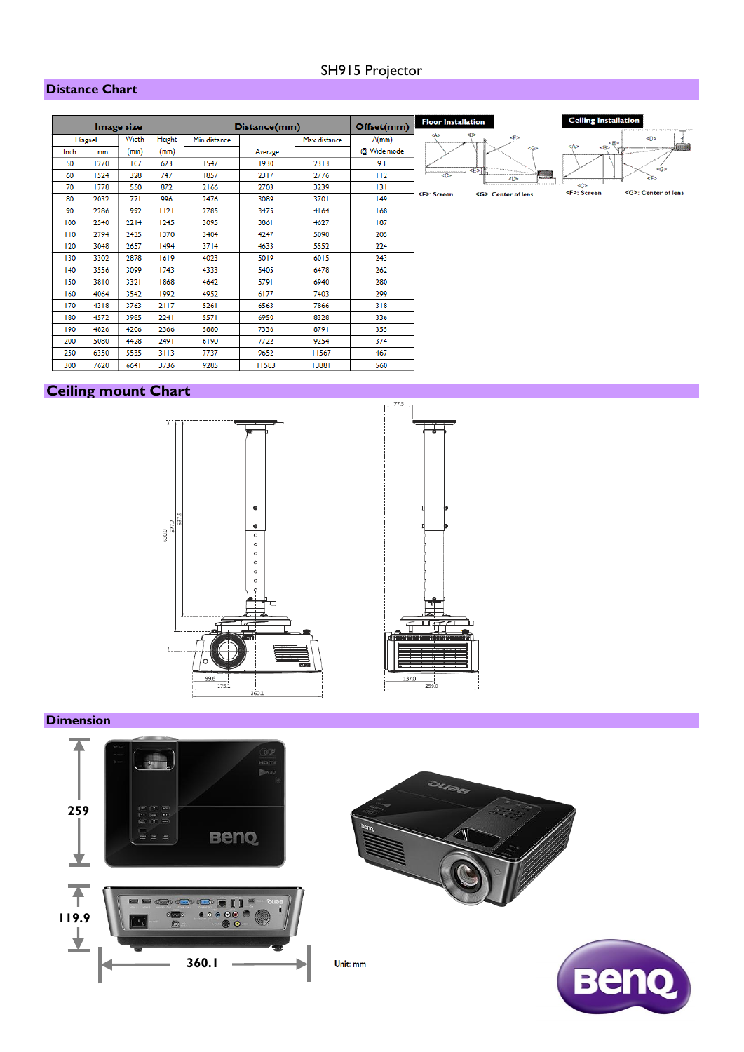SH915 Projector

## Distance Chart

| Image size | | | | Distance(mm) | | | Offset(mm) |
|---|---|---|---|---|---|---|---|
| Diagnel | | Width | Height | Min distance | Average | Max distance | A(mm) |
| Inch | mm | (mm) | (mm) | | | | @ Wide mode |
| 50 | 1270 | 1107 | 623 | 1547 | 1930 | 2313 | 93 |
| 60 | 1524 | 1328 | 747 | 1857 | 2317 | 2776 | 112 |
| 70 | 1778 | 1550 | 872 | 2166 | 2703 | 3239 | 131 |
| 80 | 2032 | 1771 | 996 | 2476 | 3089 | 3701 | 149 |
| 90 | 2286 | 1992 | 1121 | 2785 | 3475 | 4164 | 168 |
| 100 | 2540 | 2214 | 1245 | 3095 | 3861 | 4627 | 187 |
| 110 | 2794 | 2435 | 1370 | 3404 | 4247 | 5090 | 205 |
| 120 | 3048 | 2657 | 1494 | 3714 | 4633 | 5552 | 224 |
| 130 | 3302 | 2878 | 1619 | 4023 | 5019 | 6015 | 243 |
| 140 | 3556 | 3099 | 1743 | 4333 | 5405 | 6478 | 262 |
| 150 | 3810 | 3321 | 1868 | 4642 | 5791 | 6940 | 280 |
| 160 | 4064 | 3542 | 1992 | 4952 | 6177 | 7403 | 299 |
| 170 | 4318 | 3763 | 2117 | 5261 | 6563 | 7866 | 318 |
| 180 | 4572 | 3985 | 2241 | 5571 | 6950 | 8328 | 336 |
| 190 | 4826 | 4206 | 2366 | 5880 | 7336 | 8791 | 355 |
| 200 | 5080 | 4428 | 2491 | 6190 | 7722 | 9254 | 374 |
| 250 | 6350 | 5535 | 3113 | 7737 | 9652 | 11567 | 467 |
| 300 | 7620 | 6641 | 3736 | 9285 | 11583 | 13881 | 560 |

Floor Installation

<A> <B> <F> <G> <E> <C> <D>

<F>: Screen <G>: Center of lens

Ceiling Installation

<A> <B> <C> <D> <E> <F> <G>

<F>: Screen <G>: Center of lens

## Ceiling mount Chart

630.0
577.7
517.9
99.6
175.1
360.1
77.5
137.0
259.0

## Dimension

259

119.9

360.1

Unit: mm